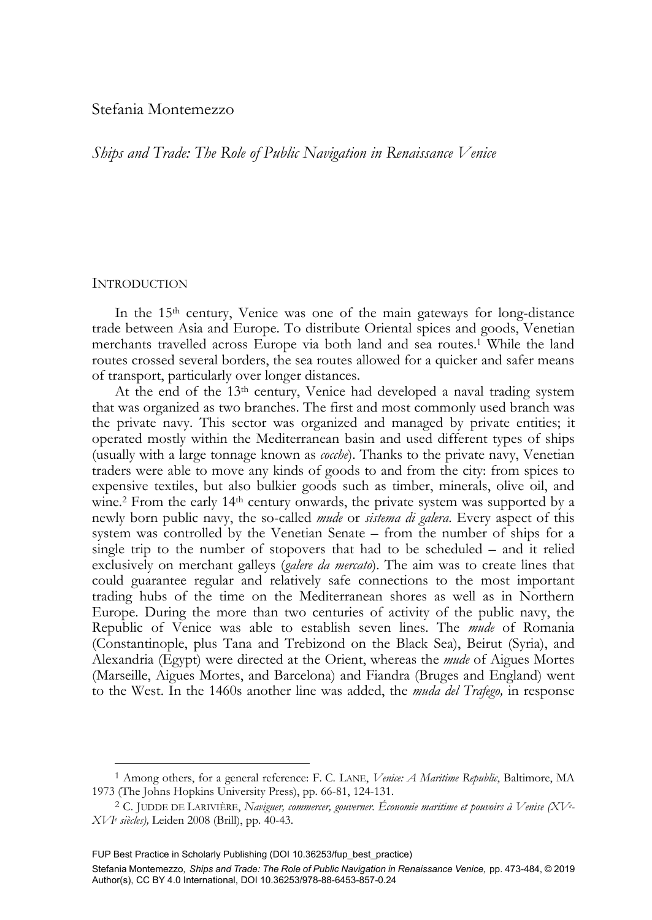Stefania Montemezzo

*Ships and Trade: The Role of Public Navigation in Renaissance Venice*

## INTRODUCTION

In the 15th century, Venice was one of the main gateways for long-distance trade between Asia and Europe. To distribute Oriental spices and goods, Venetian merchants travelled across Europe via both land and sea routes.[1] While the land routes crossed several borders, the sea routes allowed for a quicker and safer means of transport, particularly over longer distances.

At the end of the 13th century, Venice had developed a naval trading system that was organized as two branches. The first and most commonly used branch was the private navy. This sector was organized and managed by private entities; it operated mostly within the Mediterranean basin and used different types of ships (usually with a large tonnage known as *cocche*). Thanks to the private navy, Venetian traders were able to move any kinds of goods to and from the city: from spices to expensive textiles, but also bulkier goods such as timber, minerals, olive oil, and wine.[2] From the early 14th century onwards, the private system was supported by a newly born public navy, the so-called *mude* or *sistema di galera*. Every aspect of this system was controlled by the Venetian Senate – from the number of ships for a single trip to the number of stopovers that had to be scheduled – and it relied exclusively on merchant galleys (*galere da mercato*). The aim was to create lines that could guarantee regular and relatively safe connections to the most important trading hubs of the time on the Mediterranean shores as well as in Northern Europe. During the more than two centuries of activity of the public navy, the Republic of Venice was able to establish seven lines. The *mude* of Romania (Constantinople, plus Tana and Trebizond on the Black Sea), Beirut (Syria), and Alexandria (Egypt) were directed at the Orient, whereas the *mude* of Aigues Mortes (Marseille, Aigues Mortes, and Barcelona) and Fiandra (Bruges and England) went to the West. In the 1460s another line was added, the *muda del Trafego,* in response

---

[1] Among others, for a general reference: F. C. LANE, *Venice: A Maritime Republic*, Baltimore, MA 1973 (The Johns Hopkins University Press), pp. 66-81, 124-131.

[2] C. JUDDE DE LARIVIÈRE, *Naviguer, commercer, gouverner. Économie maritime et pouvoirs à Venise (XVe-XVIe siècles),* Leiden 2008 (Brill), pp. 40-43.

FUP Best Practice in Scholarly Publishing (DOI 10.36253/fup_best_practice)

Stefania Montemezzo, *Ships and Trade: The Role of Public Navigation in Renaissance Venice,* pp. 473-484, © 2019 Author(s), CC BY 4.0 International, DOI 10.36253/978-88-6453-857-0.24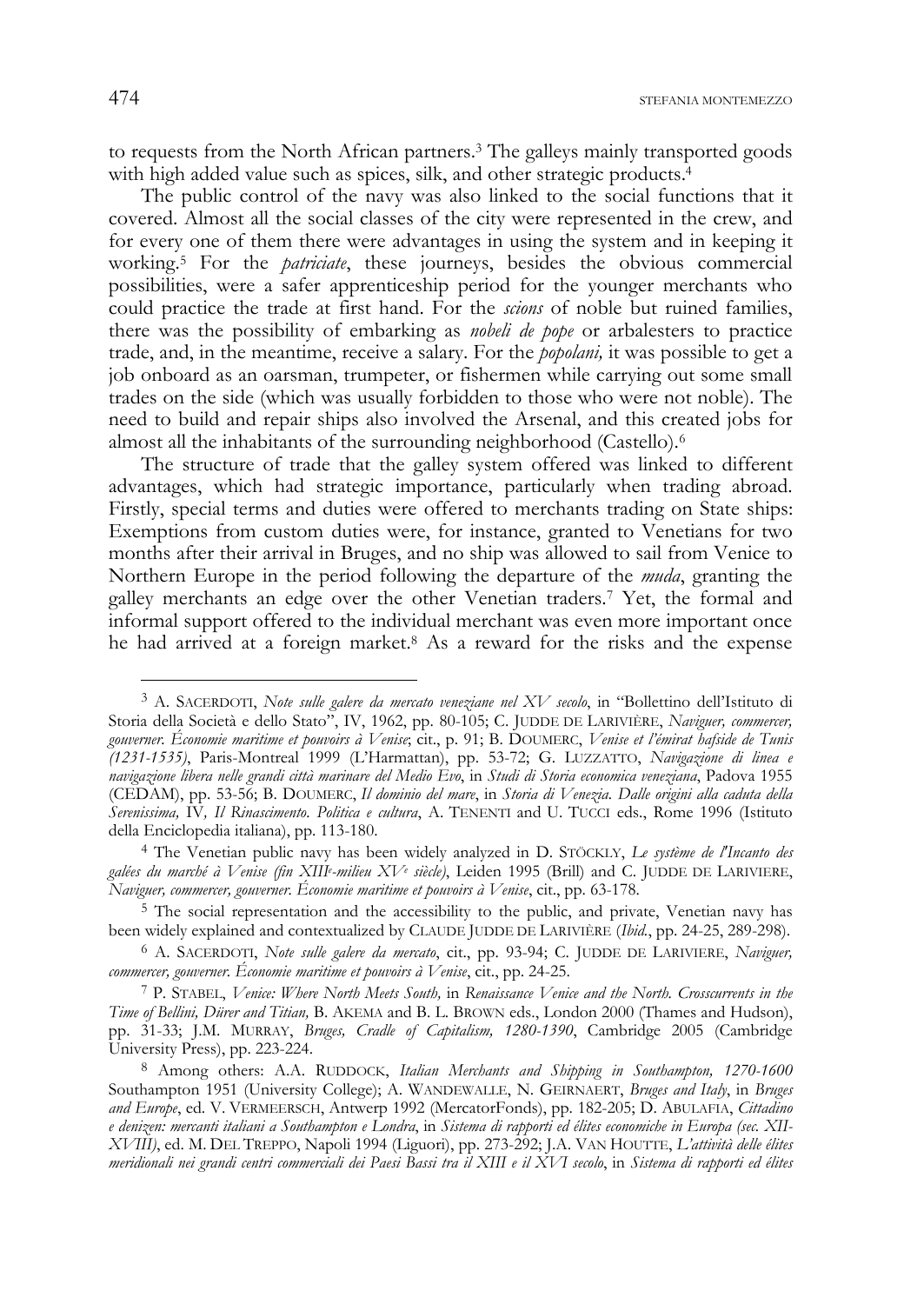to requests from the North African partners.[3] The galleys mainly transported goods with high added value such as spices, silk, and other strategic products.[4]

The public control of the navy was also linked to the social functions that it covered. Almost all the social classes of the city were represented in the crew, and for every one of them there were advantages in using the system and in keeping it working.[5] For the *patriciate*, these journeys, besides the obvious commercial possibilities, were a safer apprenticeship period for the younger merchants who could practice the trade at first hand. For the *scions* of noble but ruined families, there was the possibility of embarking as *nobeli de pope* or arbalesters to practice trade, and, in the meantime, receive a salary. For the *popolani,* it was possible to get a job onboard as an oarsman, trumpeter, or fishermen while carrying out some small trades on the side (which was usually forbidden to those who were not noble). The need to build and repair ships also involved the Arsenal, and this created jobs for almost all the inhabitants of the surrounding neighborhood (Castello).[6]

The structure of trade that the galley system offered was linked to different advantages, which had strategic importance, particularly when trading abroad. Firstly, special terms and duties were offered to merchants trading on State ships: Exemptions from custom duties were, for instance, granted to Venetians for two months after their arrival in Bruges, and no ship was allowed to sail from Venice to Northern Europe in the period following the departure of the *muda*, granting the galley merchants an edge over the other Venetian traders.[7] Yet, the formal and informal support offered to the individual merchant was even more important once he had arrived at a foreign market.[8] As a reward for the risks and the expense

---

[3] A. SACERDOTI, *Note sulle galere da mercato veneziane nel XV secolo*, in "Bollettino dell'Istituto di Storia della Società e dello Stato", IV, 1962, pp. 80-105; C. JUDDE DE LARIVIÈRE, *Naviguer, commercer, gouverner. Économie maritime et pouvoirs à Venise*; cit., p. 91; B. DOUMERC, *Venise et l'émirat hafside de Tunis (1231-1535)*, Paris-Montreal 1999 (L'Harmattan), pp. 53-72; G. LUZZATTO, *Navigazione di linea e navigazione libera nelle grandi città marinare del Medio Evo*, in *Studi di Storia economica veneziana*, Padova 1955 (CEDAM), pp. 53-56; B. DOUMERC, *Il dominio del mare*, in *Storia di Venezia. Dalle origini alla caduta della Serenissima,* IV*, Il Rinascimento. Politica e cultura*, A. TENENTI and U. TUCCI eds., Rome 1996 (Istituto della Enciclopedia italiana), pp. 113-180.

[4] The Venetian public navy has been widely analyzed in D. STÖCKLY, *Le système de l'Incanto des galées du marché à Venise (fin XIII^e-milieu XV^e siècle)*, Leiden 1995 (Brill) and C. JUDDE DE LARIVIERE, *Naviguer, commercer, gouverner. Économie maritime et pouvoirs à Venise*, cit., pp. 63-178.

[5] The social representation and the accessibility to the public, and private, Venetian navy has been widely explained and contextualized by CLAUDE JUDDE DE LARIVIÈRE (*Ibid.*, pp. 24-25, 289-298).

[6] A. SACERDOTI, *Note sulle galere da mercato*, cit., pp. 93-94; C. JUDDE DE LARIVIERE, *Naviguer, commercer, gouverner. Économie maritime et pouvoirs à Venise*, cit., pp. 24-25.

[7] P. STABEL, *Venice: Where North Meets South,* in *Renaissance Venice and the North. Crosscurrents in the Time of Bellini, Dürer and Titian,* B. AKEMA and B. L. BROWN eds., London 2000 (Thames and Hudson), pp. 31-33; J.M. MURRAY, *Bruges, Cradle of Capitalism, 1280-1390*, Cambridge 2005 (Cambridge University Press), pp. 223-224.

[8] Among others: A.A. RUDDOCK, *Italian Merchants and Shipping in Southampton, 1270-1600* Southampton 1951 (University College); A. WANDEWALLE, N. GEIRNAERT, *Bruges and Italy*, in *Bruges and Europe*, ed. V. VERMEERSCH, Antwerp 1992 (MercatorFonds), pp. 182-205; D. ABULAFIA, *Cittadino e denizen: mercanti italiani a Southampton e Londra*, in *Sistema di rapporti ed élites economiche in Europa (sec. XII-XVIII)*, ed. M. DEL TREPPO, Napoli 1994 (Liguori), pp. 273-292; J.A. VAN HOUTTE, *L'attività delle élites meridionali nei grandi centri commerciali dei Paesi Bassi tra il XIII e il XVI secolo*, in *Sistema di rapporti ed élites*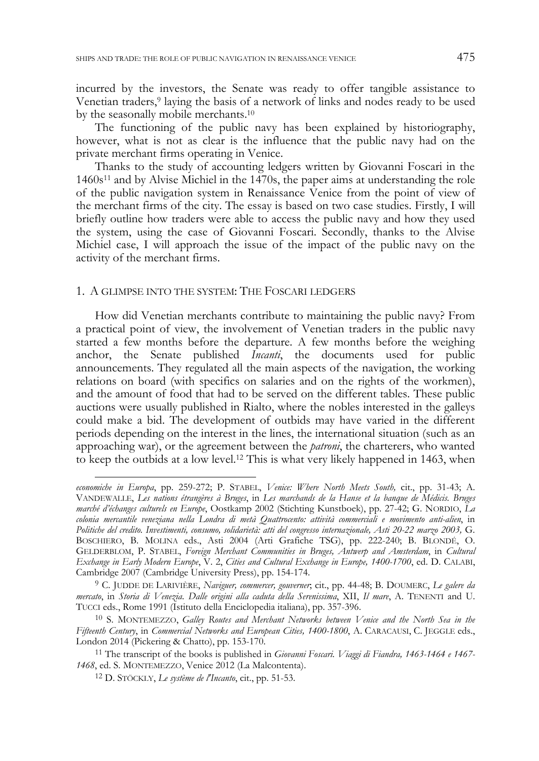incurred by the investors, the Senate was ready to offer tangible assistance to Venetian traders,[9] laying the basis of a network of links and nodes ready to be used by the seasonally mobile merchants.[10]

The functioning of the public navy has been explained by historiography, however, what is not as clear is the influence that the public navy had on the private merchant firms operating in Venice.

Thanks to the study of accounting ledgers written by Giovanni Foscari in the 1460s[11] and by Alvise Michiel in the 1470s, the paper aims at understanding the role of the public navigation system in Renaissance Venice from the point of view of the merchant firms of the city. The essay is based on two case studies. Firstly, I will briefly outline how traders were able to access the public navy and how they used the system, using the case of Giovanni Foscari. Secondly, thanks to the Alvise Michiel case, I will approach the issue of the impact of the public navy on the activity of the merchant firms.

## 1. A GLIMPSE INTO THE SYSTEM: THE FOSCARI LEDGERS

How did Venetian merchants contribute to maintaining the public navy? From a practical point of view, the involvement of Venetian traders in the public navy started a few months before the departure. A few months before the weighing anchor, the Senate published *Incanti*, the documents used for public announcements. They regulated all the main aspects of the navigation, the working relations on board (with specifics on salaries and on the rights of the workmen), and the amount of food that had to be served on the different tables. These public auctions were usually published in Rialto, where the nobles interested in the galleys could make a bid. The development of outbids may have varied in the different periods depending on the interest in the lines, the international situation (such as an approaching war), or the agreement between the *patroni*, the charterers, who wanted to keep the outbids at a low level.[12] This is what very likely happened in 1463, when

---

*economiche in Europa*, pp. 259-272; P. STABEL, *Venice: Where North Meets South,* cit., pp. 31-43; A. VANDEWALLE, *Les nations étrangères à Bruges*, in *Les marchands de la Hanse et la banque de Médicis. Bruges marché d'échanges culturels en Europe*, Oostkamp 2002 (Stichting Kunstboek), pp. 27-42; G. NORDIO, *La colonia mercantile veneziana nella Londra di metà Quattrocento: attività commerciali e movimento anti-alien*, in *Politiche del credito. Investimenti, consumo, solidarietà: atti del congresso internazionale, Asti 20-22 marzo 2003,* G. BOSCHIERO, B. MOLINA eds., Asti 2004 (Arti Grafiche TSG), pp. 222-240; B. BLONDÉ, O. GELDERBLOM, P. STABEL, *Foreign Merchant Communities in Bruges, Antwerp and Amsterdam*, in *Cultural Exchange in Early Modern Europe*, V. 2, *Cities and Cultural Exchange in Europe, 1400-1700*, ed. D. CALABI, Cambridge 2007 (Cambridge University Press), pp. 154-174.

[9] C. JUDDE DE LARIVIÈRE, *Naviguer, commercer, gouverner*; cit., pp. 44-48; B. DOUMERC, *Le galere da mercato*, in *Storia di Venezia. Dalle origini alla caduta della Serenissima*, XII, *Il mare*, A. TENENTI and U. TUCCI eds., Rome 1991 (Istituto della Enciclopedia italiana), pp. 357-396.

[10] S. MONTEMEZZO, *Galley Routes and Merchant Networks between Venice and the North Sea in the Fifteenth Century*, in *Commercial Networks and European Cities, 1400-1800*, A. CARACAUSI, C. JEGGLE eds., London 2014 (Pickering & Chatto), pp. 153-170.

[11] The transcript of the books is published in *Giovanni Foscari. Viaggi di Fiandra, 1463-1464 e 1467-1468*, ed. S. MONTEMEZZO, Venice 2012 (La Malcontenta).

[12] D. STÖCKLY, *Le système de l'Incanto*, cit., pp. 51-53.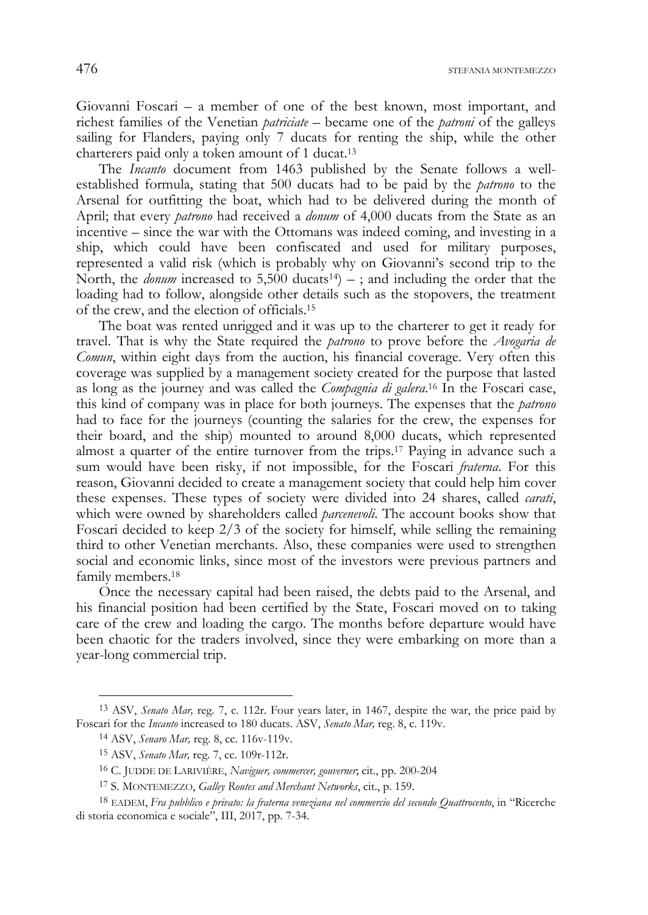Giovanni Foscari – a member of one of the best known, most important, and richest families of the Venetian *patriciate* – became one of the *patroni* of the galleys sailing for Flanders, paying only 7 ducats for renting the ship, while the other charterers paid only a token amount of 1 ducat.[13]

The *Incanto* document from 1463 published by the Senate follows a well-established formula, stating that 500 ducats had to be paid by the *patrono* to the Arsenal for outfitting the boat, which had to be delivered during the month of April; that every *patrono* had received a *donum* of 4,000 ducats from the State as an incentive – since the war with the Ottomans was indeed coming, and investing in a ship, which could have been confiscated and used for military purposes, represented a valid risk (which is probably why on Giovanni's second trip to the North, the *donum* increased to 5,500 ducats[14]) – ; and including the order that the loading had to follow, alongside other details such as the stopovers, the treatment of the crew, and the election of officials.[15]

The boat was rented unrigged and it was up to the charterer to get it ready for travel. That is why the State required the *patrono* to prove before the *Avogaria de Comun*, within eight days from the auction, his financial coverage. Very often this coverage was supplied by a management society created for the purpose that lasted as long as the journey and was called the *Compagnia di galera*.[16] In the Foscari case, this kind of company was in place for both journeys. The expenses that the *patrono* had to face for the journeys (counting the salaries for the crew, the expenses for their board, and the ship) mounted to around 8,000 ducats, which represented almost a quarter of the entire turnover from the trips.[17] Paying in advance such a sum would have been risky, if not impossible, for the Foscari *fraterna*. For this reason, Giovanni decided to create a management society that could help him cover these expenses. These types of society were divided into 24 shares, called *carati*, which were owned by shareholders called *parcenevoli*. The account books show that Foscari decided to keep 2/3 of the society for himself, while selling the remaining third to other Venetian merchants. Also, these companies were used to strengthen social and economic links, since most of the investors were previous partners and family members.[18]

Once the necessary capital had been raised, the debts paid to the Arsenal, and his financial position had been certified by the State, Foscari moved on to taking care of the crew and loading the cargo. The months before departure would have been chaotic for the traders involved, since they were embarking on more than a year-long commercial trip.

---

[13] ASV, *Senato Mar,* reg. 7, c. 112r. Four years later, in 1467, despite the war, the price paid by Foscari for the *Incanto* increased to 180 ducats. ASV, *Senato Mar,* reg. 8, c. 119v.

[14] ASV, *Senaro Mar,* reg. 8, cc. 116v-119v.

[15] ASV, *Senato Mar,* reg. 7, cc. 109r-112r.

[16] C. JUDDE DE LARIVIÈRE, *Naviguer, commercer, gouverner*, cit., pp. 200-204

[17] S. MONTEMEZZO, *Galley Routes and Merchant Networks*, cit., p. 159.

[18] EADEM, *Fra pubblico e privato: la fraterna veneziana nel commercio del secondo Quattrocento*, in "Ricerche di storia economica e sociale", III, 2017, pp. 7-34.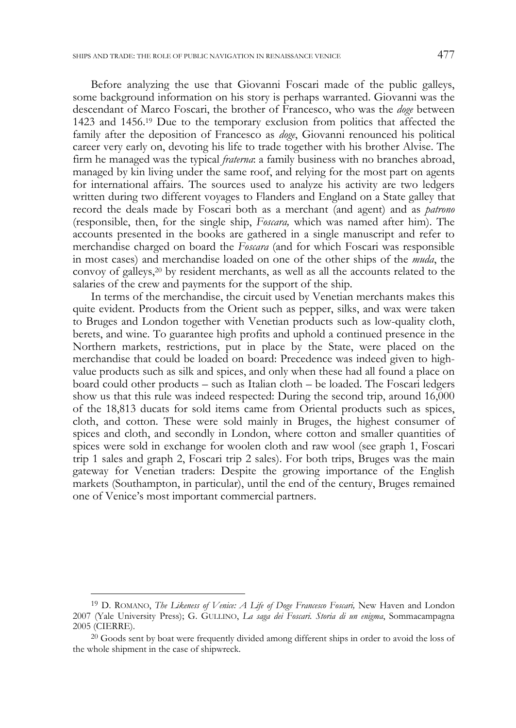Before analyzing the use that Giovanni Foscari made of the public galleys, some background information on his story is perhaps warranted. Giovanni was the descendant of Marco Foscari, the brother of Francesco, who was the *doge* between 1423 and 1456.[19] Due to the temporary exclusion from politics that affected the family after the deposition of Francesco as *doge*, Giovanni renounced his political career very early on, devoting his life to trade together with his brother Alvise. The firm he managed was the typical *fraterna*: a family business with no branches abroad, managed by kin living under the same roof, and relying for the most part on agents for international affairs. The sources used to analyze his activity are two ledgers written during two different voyages to Flanders and England on a State galley that record the deals made by Foscari both as a merchant (and agent) and as *patrono* (responsible, then, for the single ship, *Foscara,* which was named after him). The accounts presented in the books are gathered in a single manuscript and refer to merchandise charged on board the *Foscara* (and for which Foscari was responsible in most cases) and merchandise loaded on one of the other ships of the *muda*, the convoy of galleys,[20] by resident merchants, as well as all the accounts related to the salaries of the crew and payments for the support of the ship.

In terms of the merchandise, the circuit used by Venetian merchants makes this quite evident. Products from the Orient such as pepper, silks, and wax were taken to Bruges and London together with Venetian products such as low-quality cloth, berets, and wine. To guarantee high profits and uphold a continued presence in the Northern markets, restrictions, put in place by the State, were placed on the merchandise that could be loaded on board: Precedence was indeed given to high-value products such as silk and spices, and only when these had all found a place on board could other products – such as Italian cloth – be loaded. The Foscari ledgers show us that this rule was indeed respected: During the second trip, around 16,000 of the 18,813 ducats for sold items came from Oriental products such as spices, cloth, and cotton. These were sold mainly in Bruges, the highest consumer of spices and cloth, and secondly in London, where cotton and smaller quantities of spices were sold in exchange for woolen cloth and raw wool (see graph 1, Foscari trip 1 sales and graph 2, Foscari trip 2 sales). For both trips, Bruges was the main gateway for Venetian traders: Despite the growing importance of the English markets (Southampton, in particular), until the end of the century, Bruges remained one of Venice's most important commercial partners.

---

[19] D. ROMANO, *The Likeness of Venice: A Life of Doge Francesco Foscari,* New Haven and London 2007 (Yale University Press); G. GULLINO, *La saga dei Foscari. Storia di un enigma*, Sommacampagna 2005 (CIERRE).

[20] Goods sent by boat were frequently divided among different ships in order to avoid the loss of the whole shipment in the case of shipwreck.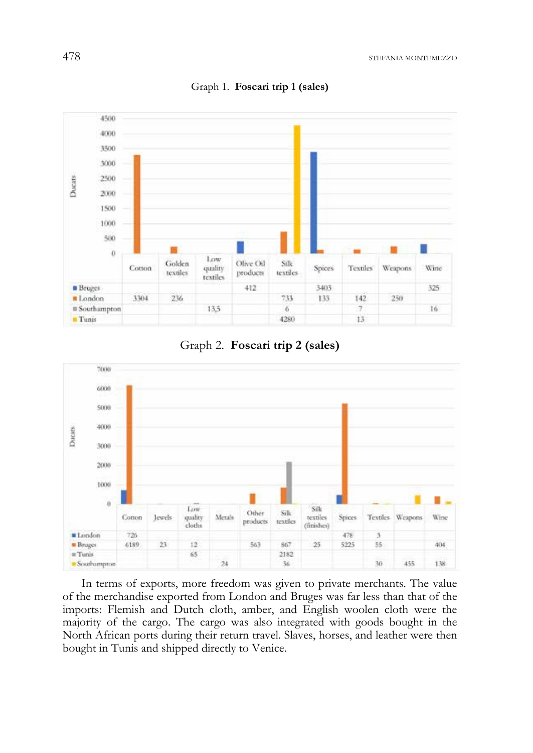Graph 1. **Foscari trip 1 (sales)**

| | Cotton | Golden textiles | Low quality textiles | Olive Oil products | Silk textiles | Spices | Textiles | Weapons | Wine |
|---|---|---|---|---|---|---|---|---|---|
| Bruges | | | | 412 | | 3403 | | | 325 |
| London | 3304 | 236 | | | 733 | 133 | 142 | 250 | |
| Southampton | | | 13,5 | | 6 | | 7 | | 16 |
| Tunis | | | | | 4280 | | 13 | | |

Graph 2. **Foscari trip 2 (sales)**

| | Cotton | Jewels | Low quality cloths | Metals | Other products | Silk textiles | Silk textiles (finishes) | Spices | Textiles | Weapons | Wine |
|---|---|---|---|---|---|---|---|---|---|---|---|
| London | 726 | | | | | | | 478 | 3 | | |
| Bruges | 6189 | 23 | 12 | | 563 | 867 | 25 | 5225 | 55 | | 404 |
| Tunis | | | 65 | | | 2182 | | | | | |
| Southampton | | | | 24 | | 36 | | | 30 | 455 | 138 |

In terms of exports, more freedom was given to private merchants. The value of the merchandise exported from London and Bruges was far less than that of the imports: Flemish and Dutch cloth, amber, and English woolen cloth were the majority of the cargo. The cargo was also integrated with goods bought in the North African ports during their return travel. Slaves, horses, and leather were then bought in Tunis and shipped directly to Venice.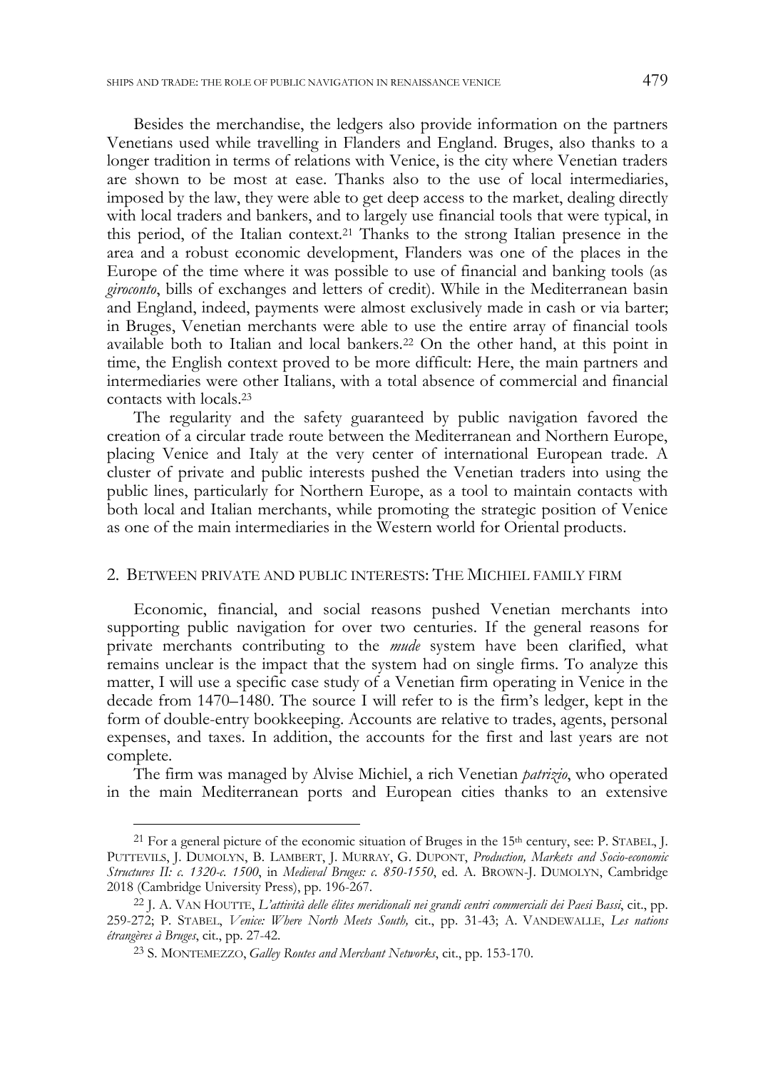Besides the merchandise, the ledgers also provide information on the partners Venetians used while travelling in Flanders and England. Bruges, also thanks to a longer tradition in terms of relations with Venice, is the city where Venetian traders are shown to be most at ease. Thanks also to the use of local intermediaries, imposed by the law, they were able to get deep access to the market, dealing directly with local traders and bankers, and to largely use financial tools that were typical, in this period, of the Italian context.[21] Thanks to the strong Italian presence in the area and a robust economic development, Flanders was one of the places in the Europe of the time where it was possible to use of financial and banking tools (as *giroconto*, bills of exchanges and letters of credit). While in the Mediterranean basin and England, indeed, payments were almost exclusively made in cash or via barter; in Bruges, Venetian merchants were able to use the entire array of financial tools available both to Italian and local bankers.[22] On the other hand, at this point in time, the English context proved to be more difficult: Here, the main partners and intermediaries were other Italians, with a total absence of commercial and financial contacts with locals.[23]

The regularity and the safety guaranteed by public navigation favored the creation of a circular trade route between the Mediterranean and Northern Europe, placing Venice and Italy at the very center of international European trade. A cluster of private and public interests pushed the Venetian traders into using the public lines, particularly for Northern Europe, as a tool to maintain contacts with both local and Italian merchants, while promoting the strategic position of Venice as one of the main intermediaries in the Western world for Oriental products.

## 2. Between private and public interests: The Michiel family firm

Economic, financial, and social reasons pushed Venetian merchants into supporting public navigation for over two centuries. If the general reasons for private merchants contributing to the *mude* system have been clarified, what remains unclear is the impact that the system had on single firms. To analyze this matter, I will use a specific case study of a Venetian firm operating in Venice in the decade from 1470–1480. The source I will refer to is the firm's ledger, kept in the form of double-entry bookkeeping. Accounts are relative to trades, agents, personal expenses, and taxes. In addition, the accounts for the first and last years are not complete.

The firm was managed by Alvise Michiel, a rich Venetian *patrizio*, who operated in the main Mediterranean ports and European cities thanks to an extensive

---

[21] For a general picture of the economic situation of Bruges in the 15th century, see: P. Stabel, J. Puttevils, J. Dumolyn, B. Lambert, J. Murray, G. Dupont, *Production, Markets and Socio-economic Structures II: c. 1320-c. 1500*, in *Medieval Bruges: c. 850-1550*, ed. A. Brown-J. Dumolyn, Cambridge 2018 (Cambridge University Press), pp. 196-267.

[22] J. A. Van Houtte, *L'attività delle élites meridionali nei grandi centri commerciali dei Paesi Bassi*, cit., pp. 259-272; P. Stabel, *Venice: Where North Meets South,* cit., pp. 31-43; A. Vandewalle, *Les nations étrangères à Bruges*, cit., pp. 27-42.

[23] S. Montemezzo, *Galley Routes and Merchant Networks*, cit., pp. 153-170.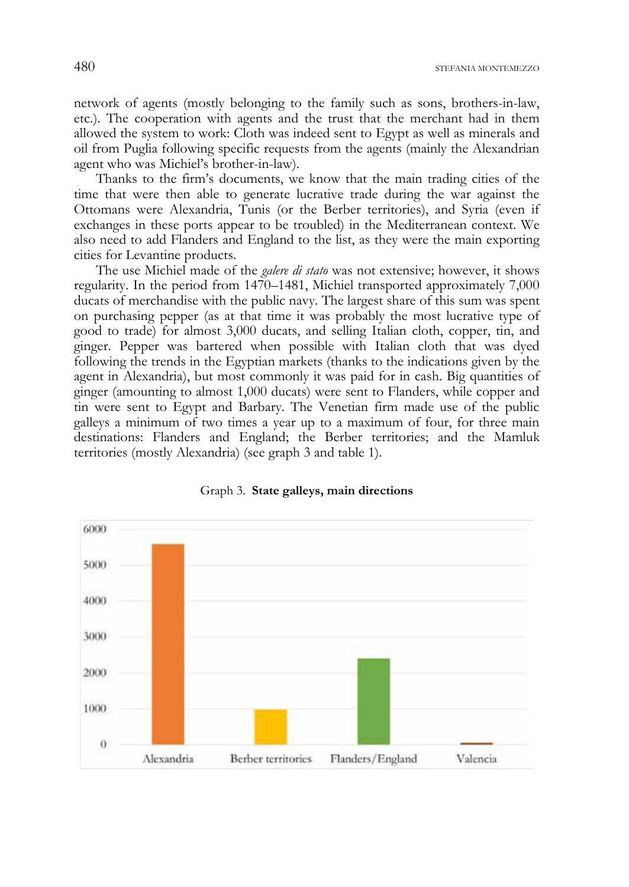network of agents (mostly belonging to the family such as sons, brothers-in-law, etc.). The cooperation with agents and the trust that the merchant had in them allowed the system to work: Cloth was indeed sent to Egypt as well as minerals and oil from Puglia following specific requests from the agents (mainly the Alexandrian agent who was Michiel's brother-in-law).

Thanks to the firm's documents, we know that the main trading cities of the time that were then able to generate lucrative trade during the war against the Ottomans were Alexandria, Tunis (or the Berber territories), and Syria (even if exchanges in these ports appear to be troubled) in the Mediterranean context. We also need to add Flanders and England to the list, as they were the main exporting cities for Levantine products.

The use Michiel made of the *galere di stato* was not extensive; however, it shows regularity. In the period from 1470–1481, Michiel transported approximately 7,000 ducats of merchandise with the public navy. The largest share of this sum was spent on purchasing pepper (as at that time it was probably the most lucrative type of good to trade) for almost 3,000 ducats, and selling Italian cloth, copper, tin, and ginger. Pepper was bartered when possible with Italian cloth that was dyed following the trends in the Egyptian markets (thanks to the indications given by the agent in Alexandria), but most commonly it was paid for in cash. Big quantities of ginger (amounting to almost 1,000 ducats) were sent to Flanders, while copper and tin were sent to Egypt and Barbary. The Venetian firm made use of the public galleys a minimum of two times a year up to a maximum of four, for three main destinations: Flanders and England; the Berber territories; and the Mamluk territories (mostly Alexandria) (see graph 3 and table 1).

Graph 3. **State galleys, main directions**

| Destination | Value |
|---|---|
| Alexandria | ~5600 |
| Berber territories | ~1000 |
| Flanders/England | ~2400 |
| Valencia | ~50 |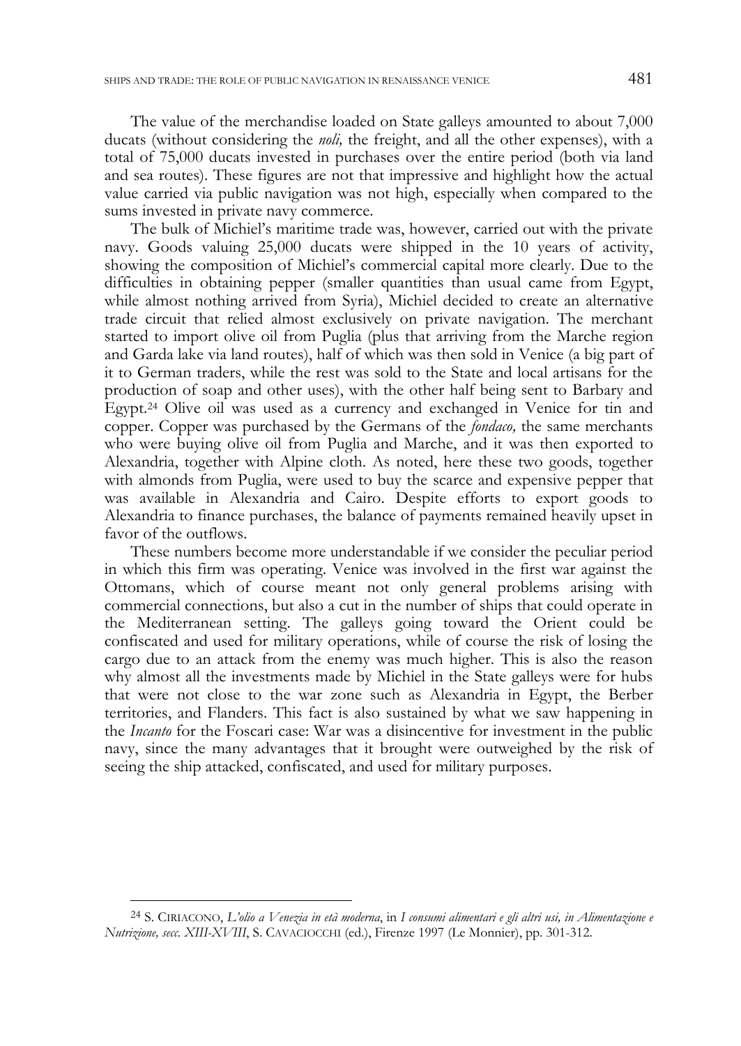The value of the merchandise loaded on State galleys amounted to about 7,000 ducats (without considering the *noli,* the freight, and all the other expenses), with a total of 75,000 ducats invested in purchases over the entire period (both via land and sea routes). These figures are not that impressive and highlight how the actual value carried via public navigation was not high, especially when compared to the sums invested in private navy commerce.

The bulk of Michiel's maritime trade was, however, carried out with the private navy. Goods valuing 25,000 ducats were shipped in the 10 years of activity, showing the composition of Michiel's commercial capital more clearly. Due to the difficulties in obtaining pepper (smaller quantities than usual came from Egypt, while almost nothing arrived from Syria), Michiel decided to create an alternative trade circuit that relied almost exclusively on private navigation. The merchant started to import olive oil from Puglia (plus that arriving from the Marche region and Garda lake via land routes), half of which was then sold in Venice (a big part of it to German traders, while the rest was sold to the State and local artisans for the production of soap and other uses), with the other half being sent to Barbary and Egypt.[24] Olive oil was used as a currency and exchanged in Venice for tin and copper. Copper was purchased by the Germans of the *fondaco,* the same merchants who were buying olive oil from Puglia and Marche, and it was then exported to Alexandria, together with Alpine cloth. As noted, here these two goods, together with almonds from Puglia, were used to buy the scarce and expensive pepper that was available in Alexandria and Cairo. Despite efforts to export goods to Alexandria to finance purchases, the balance of payments remained heavily upset in favor of the outflows.

These numbers become more understandable if we consider the peculiar period in which this firm was operating. Venice was involved in the first war against the Ottomans, which of course meant not only general problems arising with commercial connections, but also a cut in the number of ships that could operate in the Mediterranean setting. The galleys going toward the Orient could be confiscated and used for military operations, while of course the risk of losing the cargo due to an attack from the enemy was much higher. This is also the reason why almost all the investments made by Michiel in the State galleys were for hubs that were not close to the war zone such as Alexandria in Egypt, the Berber territories, and Flanders. This fact is also sustained by what we saw happening in the *Incanto* for the Foscari case: War was a disincentive for investment in the public navy, since the many advantages that it brought were outweighed by the risk of seeing the ship attacked, confiscated, and used for military purposes.

---

[24] S. CIRIACONO, *L'olio a Venezia in età moderna*, in *I consumi alimentari e gli altri usi, in Alimentazione e Nutrizione, secc. XIII-XVIII*, S. CAVACIOCCHI (ed.), Firenze 1997 (Le Monnier), pp. 301-312.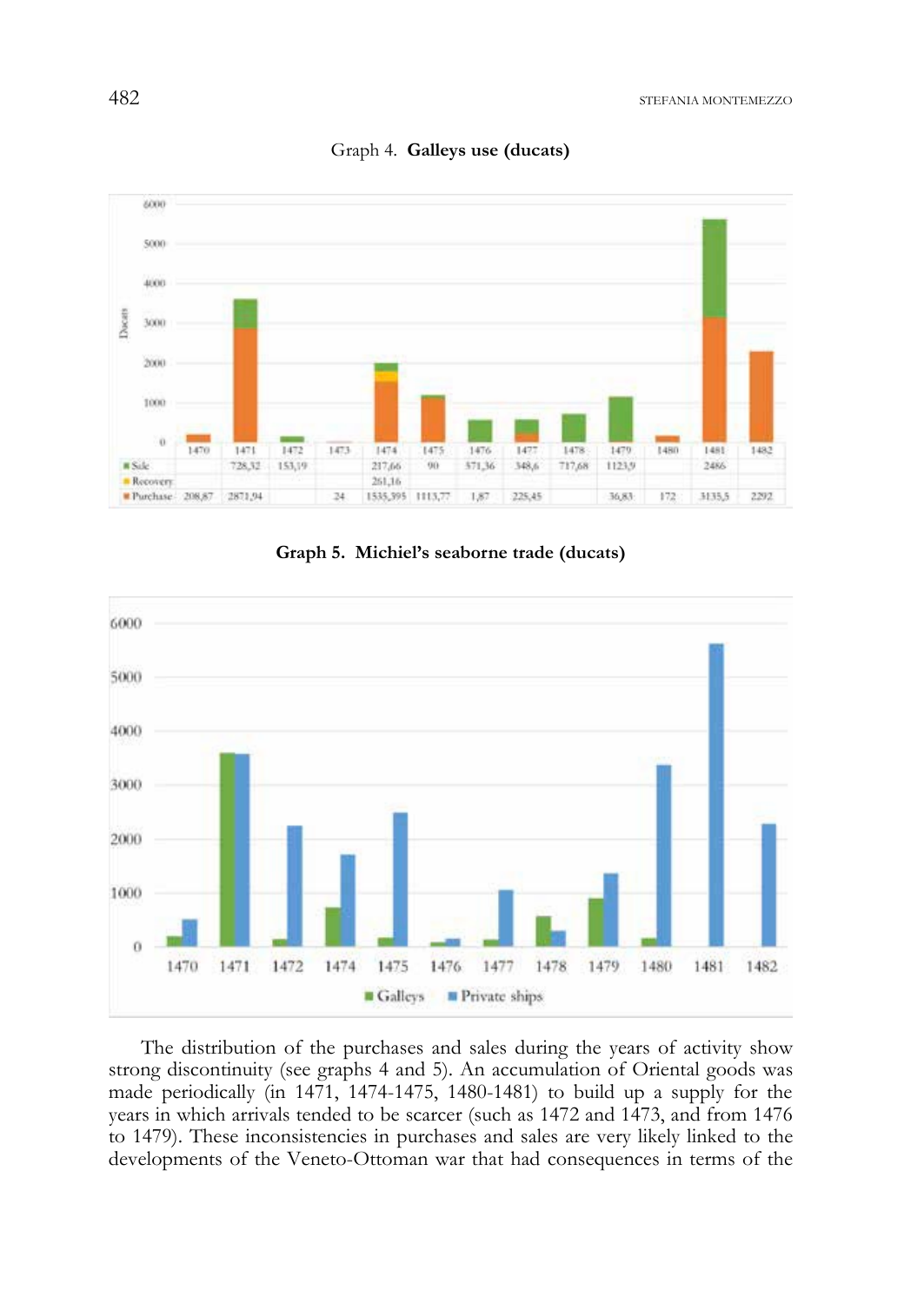Graph 4. **Galleys use (ducats)**

| | 1470 | 1471 | 1472 | 1473 | 1474 | 1475 | 1476 | 1477 | 1478 | 1479 | 1480 | 1481 | 1482 |
|---|---|---|---|---|---|---|---|---|---|---|---|---|---|
| Sale | | 728,32 | 153,19 | | 217,66 | 90 | 571,36 | 348,6 | 717,68 | 1123,9 | | 2486 | |
| Recovery | | | | | 261,16 | | | | | | | | |
| Purchase | 208,87 | 2871,94 | | 24 | 1535,395 | 1113,77 | 1,87 | 225,45 | | 36,83 | 172 | 3135,5 | 2292 |

**Graph 5. Michiel's seaborne trade (ducats)**

The distribution of the purchases and sales during the years of activity show strong discontinuity (see graphs 4 and 5). An accumulation of Oriental goods was made periodically (in 1471, 1474-1475, 1480-1481) to build up a supply for the years in which arrivals tended to be scarcer (such as 1472 and 1473, and from 1476 to 1479). These inconsistencies in purchases and sales are very likely linked to the developments of the Veneto-Ottoman war that had consequences in terms of the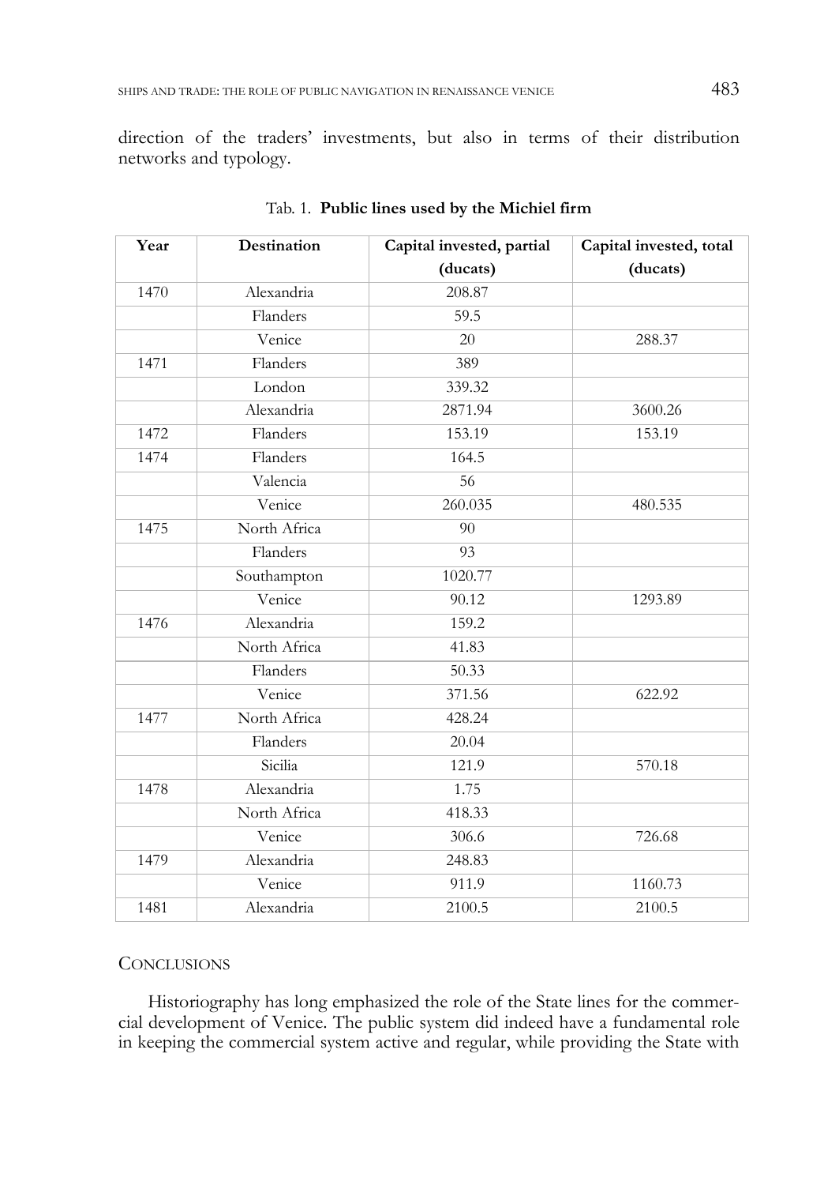direction of the traders' investments, but also in terms of their distribution networks and typology.

Tab. 1. **Public lines used by the Michiel firm**

| Year | Destination | Capital invested, partial (ducats) | Capital invested, total (ducats) |
|---|---|---|---|
| 1470 | Alexandria | 208.87 | |
| | Flanders | 59.5 | |
| | Venice | 20 | 288.37 |
| 1471 | Flanders | 389 | |
| | London | 339.32 | |
| | Alexandria | 2871.94 | 3600.26 |
| 1472 | Flanders | 153.19 | 153.19 |
| 1474 | Flanders | 164.5 | |
| | Valencia | 56 | |
| | Venice | 260.035 | 480.535 |
| 1475 | North Africa | 90 | |
| | Flanders | 93 | |
| | Southampton | 1020.77 | |
| | Venice | 90.12 | 1293.89 |
| 1476 | Alexandria | 159.2 | |
| | North Africa | 41.83 | |
| | Flanders | 50.33 | |
| | Venice | 371.56 | 622.92 |
| 1477 | North Africa | 428.24 | |
| | Flanders | 20.04 | |
| | Sicilia | 121.9 | 570.18 |
| 1478 | Alexandria | 1.75 | |
| | North Africa | 418.33 | |
| | Venice | 306.6 | 726.68 |
| 1479 | Alexandria | 248.83 | |
| | Venice | 911.9 | 1160.73 |
| 1481 | Alexandria | 2100.5 | 2100.5 |

## Conclusions

Historiography has long emphasized the role of the State lines for the commercial development of Venice. The public system did indeed have a fundamental role in keeping the commercial system active and regular, while providing the State with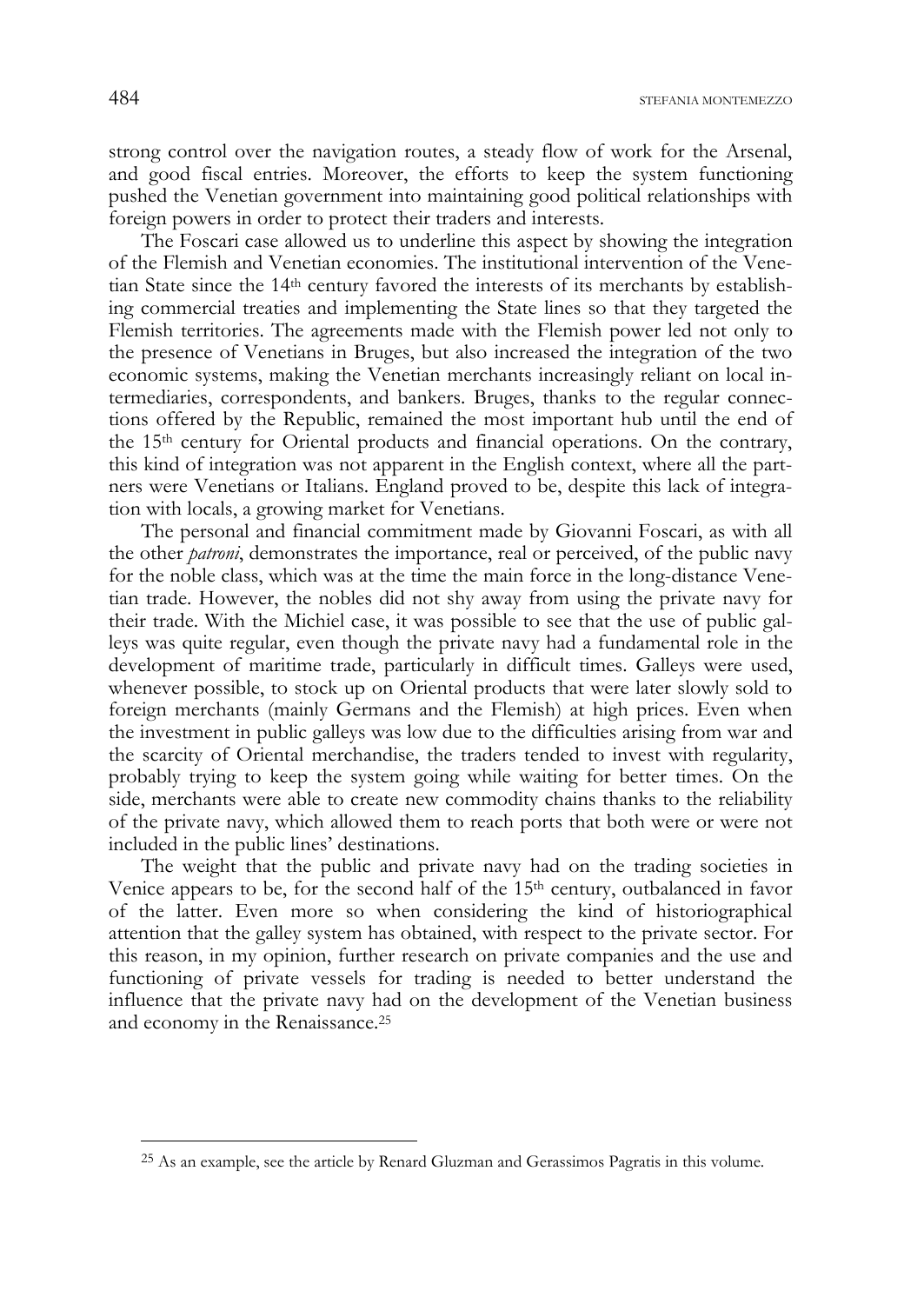strong control over the navigation routes, a steady flow of work for the Arsenal, and good fiscal entries. Moreover, the efforts to keep the system functioning pushed the Venetian government into maintaining good political relationships with foreign powers in order to protect their traders and interests.

The Foscari case allowed us to underline this aspect by showing the integration of the Flemish and Venetian economies. The institutional intervention of the Venetian State since the 14th century favored the interests of its merchants by establishing commercial treaties and implementing the State lines so that they targeted the Flemish territories. The agreements made with the Flemish power led not only to the presence of Venetians in Bruges, but also increased the integration of the two economic systems, making the Venetian merchants increasingly reliant on local intermediaries, correspondents, and bankers. Bruges, thanks to the regular connections offered by the Republic, remained the most important hub until the end of the 15th century for Oriental products and financial operations. On the contrary, this kind of integration was not apparent in the English context, where all the partners were Venetians or Italians. England proved to be, despite this lack of integration with locals, a growing market for Venetians.

The personal and financial commitment made by Giovanni Foscari, as with all the other *patroni*, demonstrates the importance, real or perceived, of the public navy for the noble class, which was at the time the main force in the long-distance Venetian trade. However, the nobles did not shy away from using the private navy for their trade. With the Michiel case, it was possible to see that the use of public galleys was quite regular, even though the private navy had a fundamental role in the development of maritime trade, particularly in difficult times. Galleys were used, whenever possible, to stock up on Oriental products that were later slowly sold to foreign merchants (mainly Germans and the Flemish) at high prices. Even when the investment in public galleys was low due to the difficulties arising from war and the scarcity of Oriental merchandise, the traders tended to invest with regularity, probably trying to keep the system going while waiting for better times. On the side, merchants were able to create new commodity chains thanks to the reliability of the private navy, which allowed them to reach ports that both were or were not included in the public lines' destinations.

The weight that the public and private navy had on the trading societies in Venice appears to be, for the second half of the 15th century, outbalanced in favor of the latter. Even more so when considering the kind of historiographical attention that the galley system has obtained, with respect to the private sector. For this reason, in my opinion, further research on private companies and the use and functioning of private vessels for trading is needed to better understand the influence that the private navy had on the development of the Venetian business and economy in the Renaissance.[25]

---

[25] As an example, see the article by Renard Gluzman and Gerassimos Pagratis in this volume.